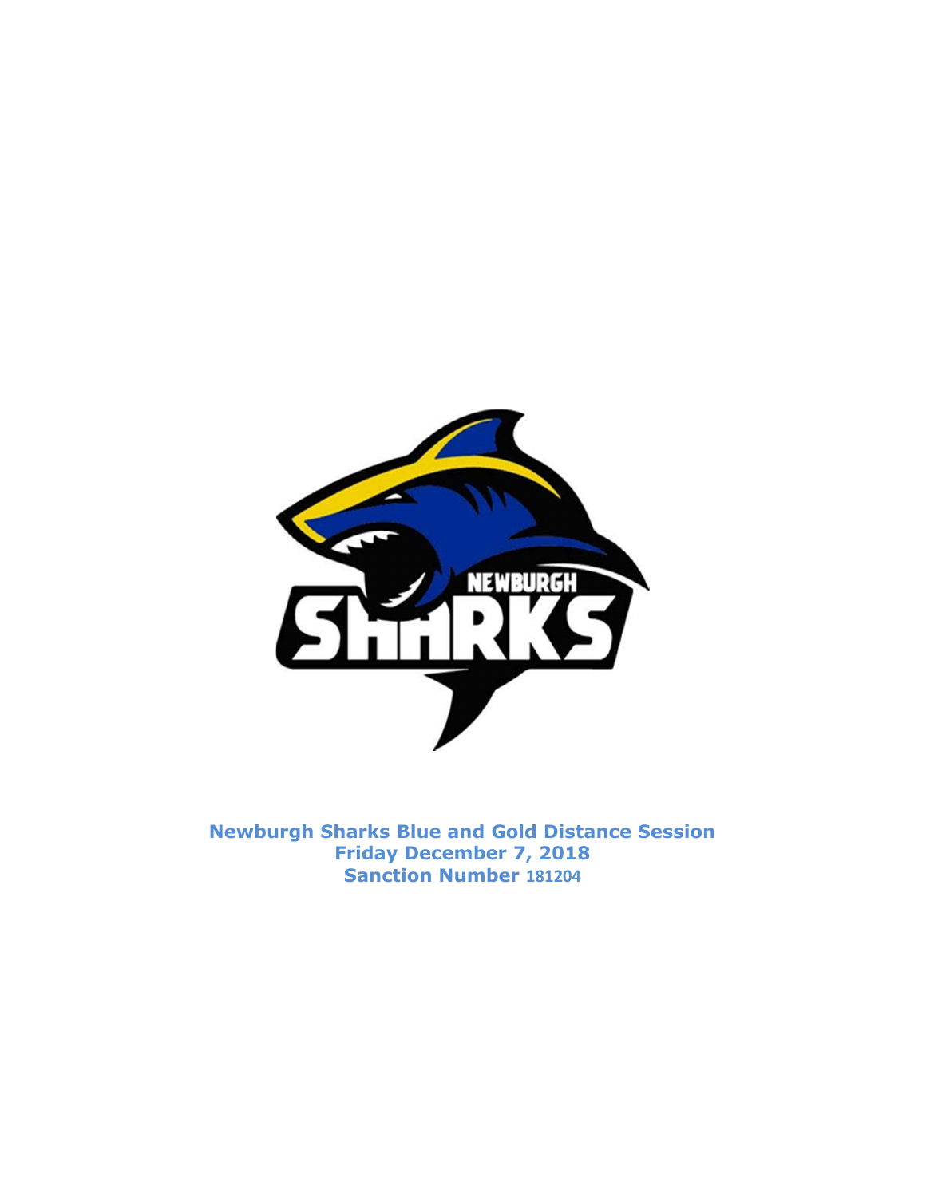**Newburgh Sharks Blue and Gold Distance Session**
**Friday December 7, 2018**
**Sanction Number 181204**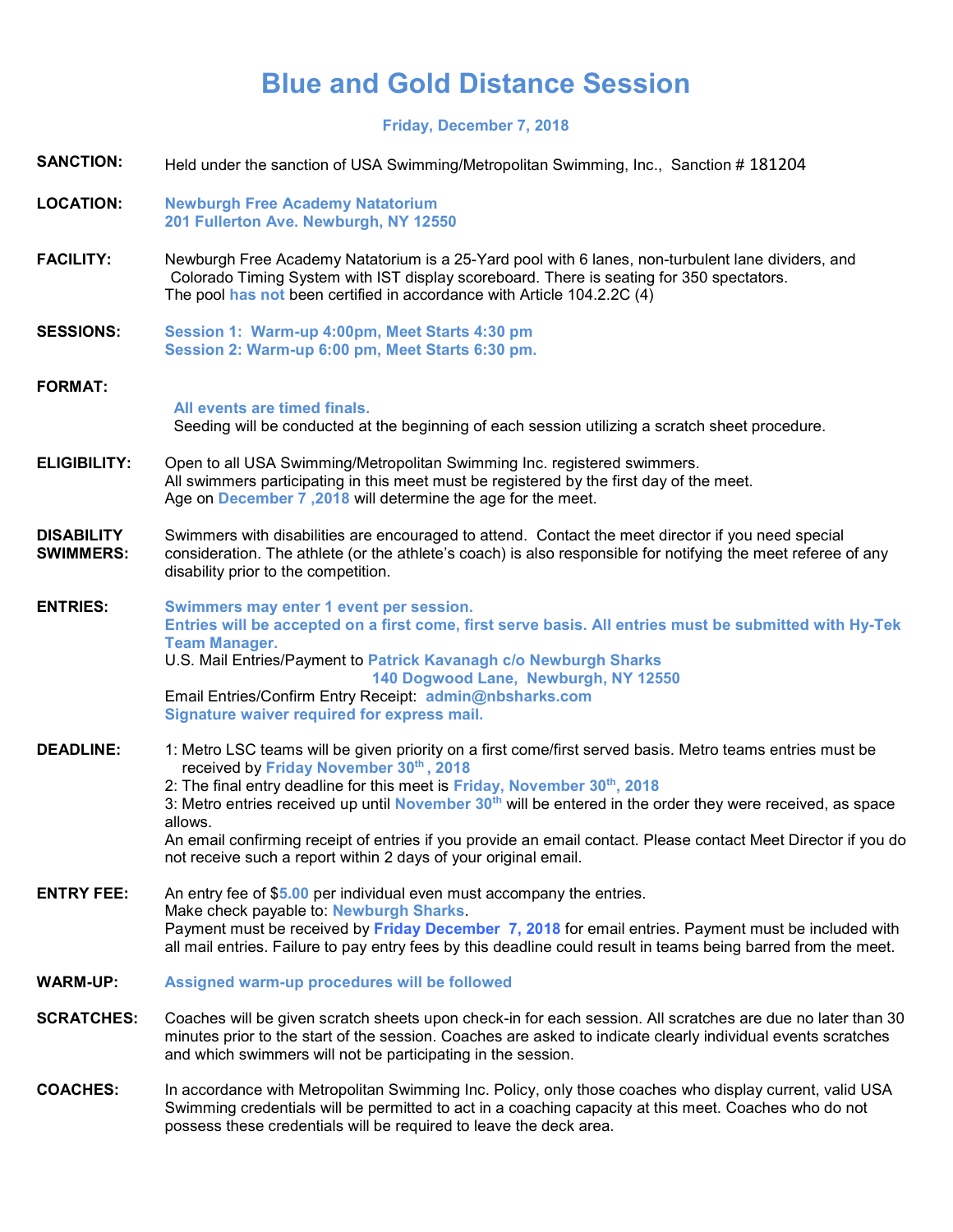# Blue and Gold Distance Session

**Friday, December 7, 2018**

**SANCTION:** Held under the sanction of USA Swimming/Metropolitan Swimming, Inc., Sanction # 181204

**LOCATION:** **Newburgh Free Academy Natatorium**
**201 Fullerton Ave. Newburgh, NY 12550**

**FACILITY:** Newburgh Free Academy Natatorium is a 25-Yard pool with 6 lanes, non-turbulent lane dividers, and Colorado Timing System with IST display scoreboard. There is seating for 350 spectators.
The pool **has not** been certified in accordance with Article 104.2.2C (4)

**SESSIONS:** **Session 1: Warm-up 4:00pm, Meet Starts 4:30 pm**
**Session 2: Warm-up 6:00 pm, Meet Starts 6:30 pm.**

**FORMAT:**
**All events are timed finals.**
Seeding will be conducted at the beginning of each session utilizing a scratch sheet procedure.

**ELIGIBILITY:** Open to all USA Swimming/Metropolitan Swimming Inc. registered swimmers.
All swimmers participating in this meet must be registered by the first day of the meet.
Age on **December 7 ,2018** will determine the age for the meet.

**DISABILITY SWIMMERS:** Swimmers with disabilities are encouraged to attend. Contact the meet director if you need special consideration. The athlete (or the athlete's coach) is also responsible for notifying the meet referee of any disability prior to the competition.

**ENTRIES:** **Swimmers may enter 1 event per session.**
**Entries will be accepted on a first come, first serve basis. All entries must be submitted with Hy-Tek Team Manager.**
U.S. Mail Entries/Payment to **Patrick Kavanagh c/o Newburgh Sharks**
**140 Dogwood Lane, Newburgh, NY 12550**
Email Entries/Confirm Entry Receipt: **admin@nbsharks.com**
**Signature waiver required for express mail.**

**DEADLINE:** 1: Metro LSC teams will be given priority on a first come/first served basis. Metro teams entries must be received by **Friday November 30th , 2018**
2: The final entry deadline for this meet is **Friday, November 30th, 2018**
3: Metro entries received up until **November 30th** will be entered in the order they were received, as space allows.
An email confirming receipt of entries if you provide an email contact. Please contact Meet Director if you do not receive such a report within 2 days of your original email.

**ENTRY FEE:** An entry fee of $**5.00** per individual even must accompany the entries.
Make check payable to: **Newburgh Sharks**.
Payment must be received by **Friday December 7, 2018** for email entries. Payment must be included with all mail entries. Failure to pay entry fees by this deadline could result in teams being barred from the meet.

**WARM-UP:** **Assigned warm-up procedures will be followed**

**SCRATCHES:** Coaches will be given scratch sheets upon check-in for each session. All scratches are due no later than 30 minutes prior to the start of the session. Coaches are asked to indicate clearly individual events scratches and which swimmers will not be participating in the session.

**COACHES:** In accordance with Metropolitan Swimming Inc. Policy, only those coaches who display current, valid USA Swimming credentials will be permitted to act in a coaching capacity at this meet. Coaches who do not possess these credentials will be required to leave the deck area.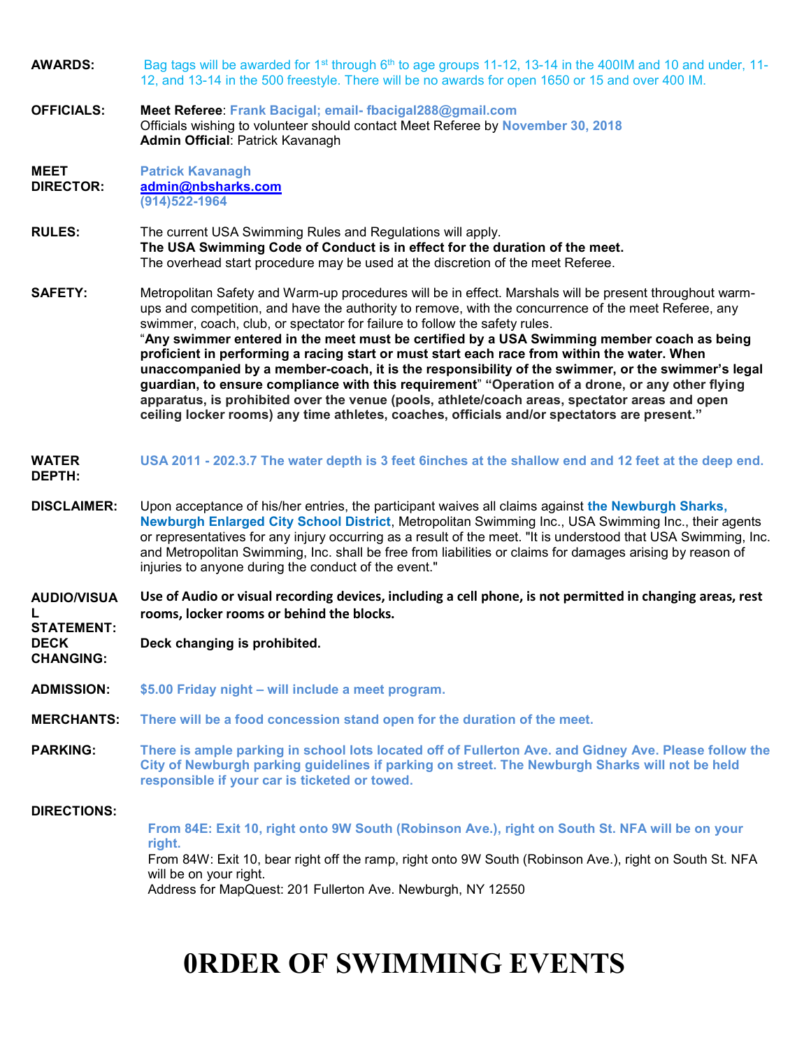**AWARDS:** Bag tags will be awarded for 1st through 6th to age groups 11-12, 13-14 in the 400IM and 10 and under, 11-12, and 13-14 in the 500 freestyle. There will be no awards for open 1650 or 15 and over 400 IM.

**OFFICIALS:** **Meet Referee**: **Frank Bacigal; email- fbacigal288@gmail.com**
Officials wishing to volunteer should contact Meet Referee by **November 30, 2018**
**Admin Official**: Patrick Kavanagh

**MEET DIRECTOR:** **Patrick Kavanagh**
**admin@nbsharks.com**
**(914)522-1964**

**RULES:** The current USA Swimming Rules and Regulations will apply.
**The USA Swimming Code of Conduct is in effect for the duration of the meet.**
The overhead start procedure may be used at the discretion of the meet Referee.

**SAFETY:** Metropolitan Safety and Warm-up procedures will be in effect. Marshals will be present throughout warm-ups and competition, and have the authority to remove, with the concurrence of the meet Referee, any swimmer, coach, club, or spectator for failure to follow the safety rules.
"**Any swimmer entered in the meet must be certified by a USA Swimming member coach as being proficient in performing a racing start or must start each race from within the water. When unaccompanied by a member-coach, it is the responsibility of the swimmer, or the swimmer's legal guardian, to ensure compliance with this requirement**" **"Operation of a drone, or any other flying apparatus, is prohibited over the venue (pools, athlete/coach areas, spectator areas and open ceiling locker rooms) any time athletes, coaches, officials and/or spectators are present."**

**WATER DEPTH:** **USA 2011 - 202.3.7 The water depth is 3 feet 6inches at the shallow end and 12 feet at the deep end.**

**DISCLAIMER:** Upon acceptance of his/her entries, the participant waives all claims against **the Newburgh Sharks, Newburgh Enlarged City School District**, Metropolitan Swimming Inc., USA Swimming Inc., their agents or representatives for any injury occurring as a result of the meet. "It is understood that USA Swimming, Inc. and Metropolitan Swimming, Inc. shall be free from liabilities or claims for damages arising by reason of injuries to anyone during the conduct of the event."

**AUDIO/VISUAL STATEMENT:** **Use of Audio or visual recording devices, including a cell phone, is not permitted in changing areas, rest rooms, locker rooms or behind the blocks.**

**DECK CHANGING:** **Deck changing is prohibited.**

**ADMISSION:** **$5.00 Friday night – will include a meet program.**

**MERCHANTS:** **There will be a food concession stand open for the duration of the meet.**

**PARKING:** **There is ample parking in school lots located off of Fullerton Ave. and Gidney Ave. Please follow the City of Newburgh parking guidelines if parking on street. The Newburgh Sharks will not be held responsible if your car is ticketed or towed.**

**DIRECTIONS:**

**From 84E: Exit 10, right onto 9W South (Robinson Ave.), right on South St. NFA will be on your right.**
From 84W: Exit 10, bear right off the ramp, right onto 9W South (Robinson Ave.), right on South St. NFA will be on your right.
Address for MapQuest: 201 Fullerton Ave. Newburgh, NY 12550

# 0RDER OF SWIMMING EVENTS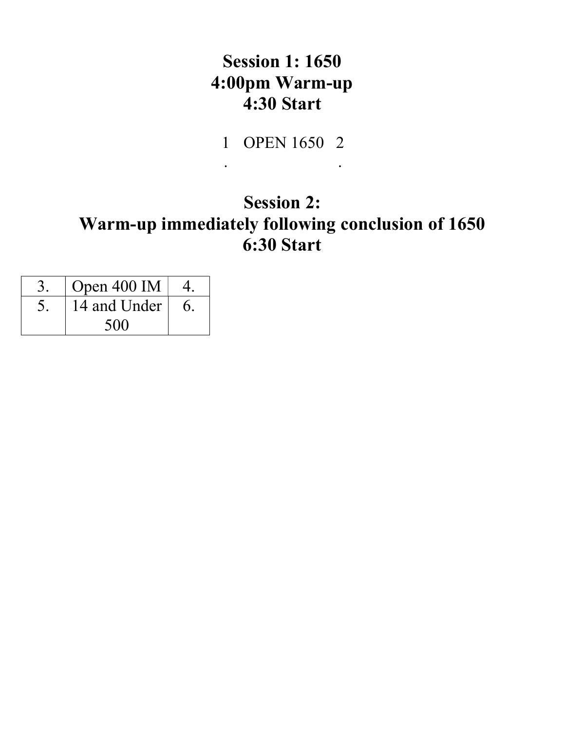**Session 1: 1650**
**4:00pm Warm-up**
**4:30 Start**

| | | |
|---|---|---|
| 1. | OPEN 1650 | 2. |

**Session 2:**
**Warm-up immediately following conclusion of 1650**
**6:30 Start**

| | | |
|---|---|---|
| 3. | Open 400 IM | 4. |
| 5. | 14 and Under 500 | 6. |